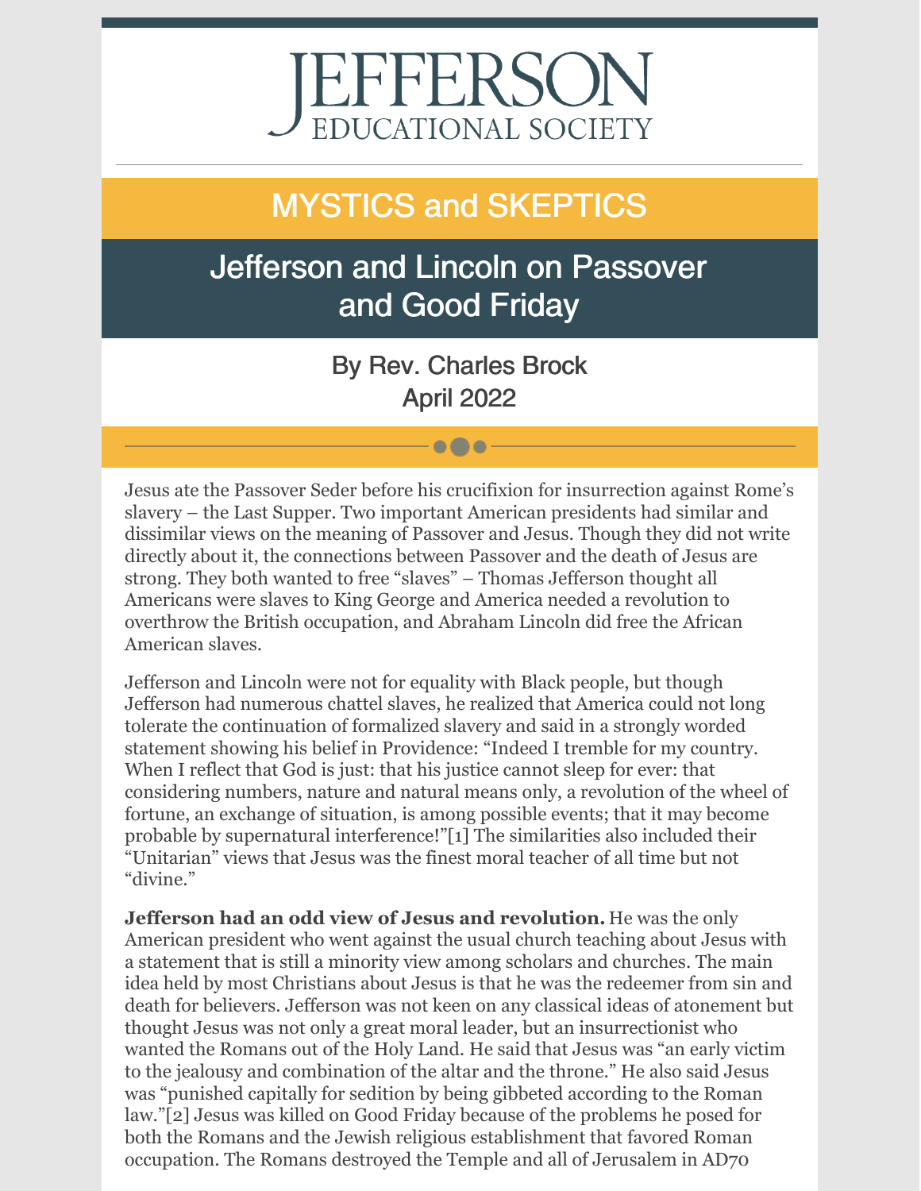# JEFFERSON
## EDUCATIONAL SOCIETY

## MYSTICS and SKEPTICS

# Jefferson and Lincoln on Passover and Good Friday

By Rev. Charles Brock
April 2022

Jesus ate the Passover Seder before his crucifixion for insurrection against Rome's slavery – the Last Supper. Two important American presidents had similar and dissimilar views on the meaning of Passover and Jesus. Though they did not write directly about it, the connections between Passover and the death of Jesus are strong. They both wanted to free "slaves" – Thomas Jefferson thought all Americans were slaves to King George and America needed a revolution to overthrow the British occupation, and Abraham Lincoln did free the African American slaves.

Jefferson and Lincoln were not for equality with Black people, but though Jefferson had numerous chattel slaves, he realized that America could not long tolerate the continuation of formalized slavery and said in a strongly worded statement showing his belief in Providence: "Indeed I tremble for my country. When I reflect that God is just: that his justice cannot sleep for ever: that considering numbers, nature and natural means only, a revolution of the wheel of fortune, an exchange of situation, is among possible events; that it may become probable by supernatural interference!"[1] The similarities also included their "Unitarian" views that Jesus was the finest moral teacher of all time but not "divine."

**Jefferson had an odd view of Jesus and revolution.** He was the only American president who went against the usual church teaching about Jesus with a statement that is still a minority view among scholars and churches. The main idea held by most Christians about Jesus is that he was the redeemer from sin and death for believers. Jefferson was not keen on any classical ideas of atonement but thought Jesus was not only a great moral leader, but an insurrectionist who wanted the Romans out of the Holy Land. He said that Jesus was "an early victim to the jealousy and combination of the altar and the throne." He also said Jesus was "punished capitally for sedition by being gibbeted according to the Roman law."[2] Jesus was killed on Good Friday because of the problems he posed for both the Romans and the Jewish religious establishment that favored Roman occupation. The Romans destroyed the Temple and all of Jerusalem in AD70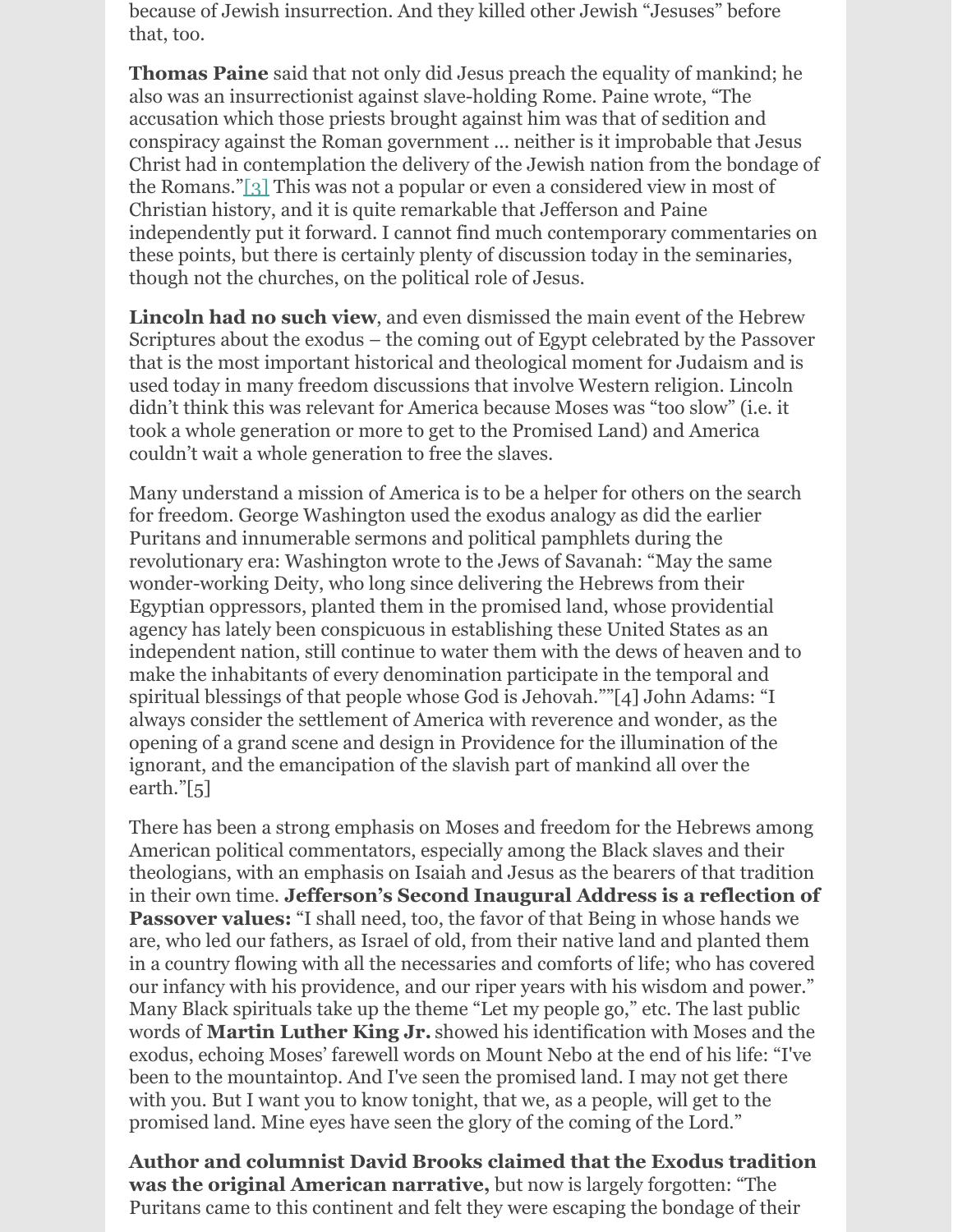because of Jewish insurrection. And they killed other Jewish "Jesuses" before that, too.

**Thomas Paine** said that not only did Jesus preach the equality of mankind; he also was an insurrectionist against slave-holding Rome. Paine wrote, "The accusation which those priests brought against him was that of sedition and conspiracy against the Roman government … neither is it improbable that Jesus Christ had in contemplation the delivery of the Jewish nation from the bondage of the Romans."[3] This was not a popular or even a considered view in most of Christian history, and it is quite remarkable that Jefferson and Paine independently put it forward. I cannot find much contemporary commentaries on these points, but there is certainly plenty of discussion today in the seminaries, though not the churches, on the political role of Jesus.

**Lincoln had no such view**, and even dismissed the main event of the Hebrew Scriptures about the exodus – the coming out of Egypt celebrated by the Passover that is the most important historical and theological moment for Judaism and is used today in many freedom discussions that involve Western religion. Lincoln didn't think this was relevant for America because Moses was "too slow" (i.e. it took a whole generation or more to get to the Promised Land) and America couldn't wait a whole generation to free the slaves.

Many understand a mission of America is to be a helper for others on the search for freedom. George Washington used the exodus analogy as did the earlier Puritans and innumerable sermons and political pamphlets during the revolutionary era: Washington wrote to the Jews of Savanah: "May the same wonder-working Deity, who long since delivering the Hebrews from their Egyptian oppressors, planted them in the promised land, whose providential agency has lately been conspicuous in establishing these United States as an independent nation, still continue to water them with the dews of heaven and to make the inhabitants of every denomination participate in the temporal and spiritual blessings of that people whose God is Jehovah.""[4] John Adams: "I always consider the settlement of America with reverence and wonder, as the opening of a grand scene and design in Providence for the illumination of the ignorant, and the emancipation of the slavish part of mankind all over the earth."[5]

There has been a strong emphasis on Moses and freedom for the Hebrews among American political commentators, especially among the Black slaves and their theologians, with an emphasis on Isaiah and Jesus as the bearers of that tradition in their own time. **Jefferson's Second Inaugural Address is a reflection of Passover values:** "I shall need, too, the favor of that Being in whose hands we are, who led our fathers, as Israel of old, from their native land and planted them in a country flowing with all the necessaries and comforts of life; who has covered our infancy with his providence, and our riper years with his wisdom and power." Many Black spirituals take up the theme "Let my people go," etc. The last public words of **Martin Luther King Jr.** showed his identification with Moses and the exodus, echoing Moses' farewell words on Mount Nebo at the end of his life: "I've been to the mountaintop. And I've seen the promised land. I may not get there with you. But I want you to know tonight, that we, as a people, will get to the promised land. Mine eyes have seen the glory of the coming of the Lord."

**Author and columnist David Brooks claimed that the Exodus tradition was the original American narrative,** but now is largely forgotten: "The Puritans came to this continent and felt they were escaping the bondage of their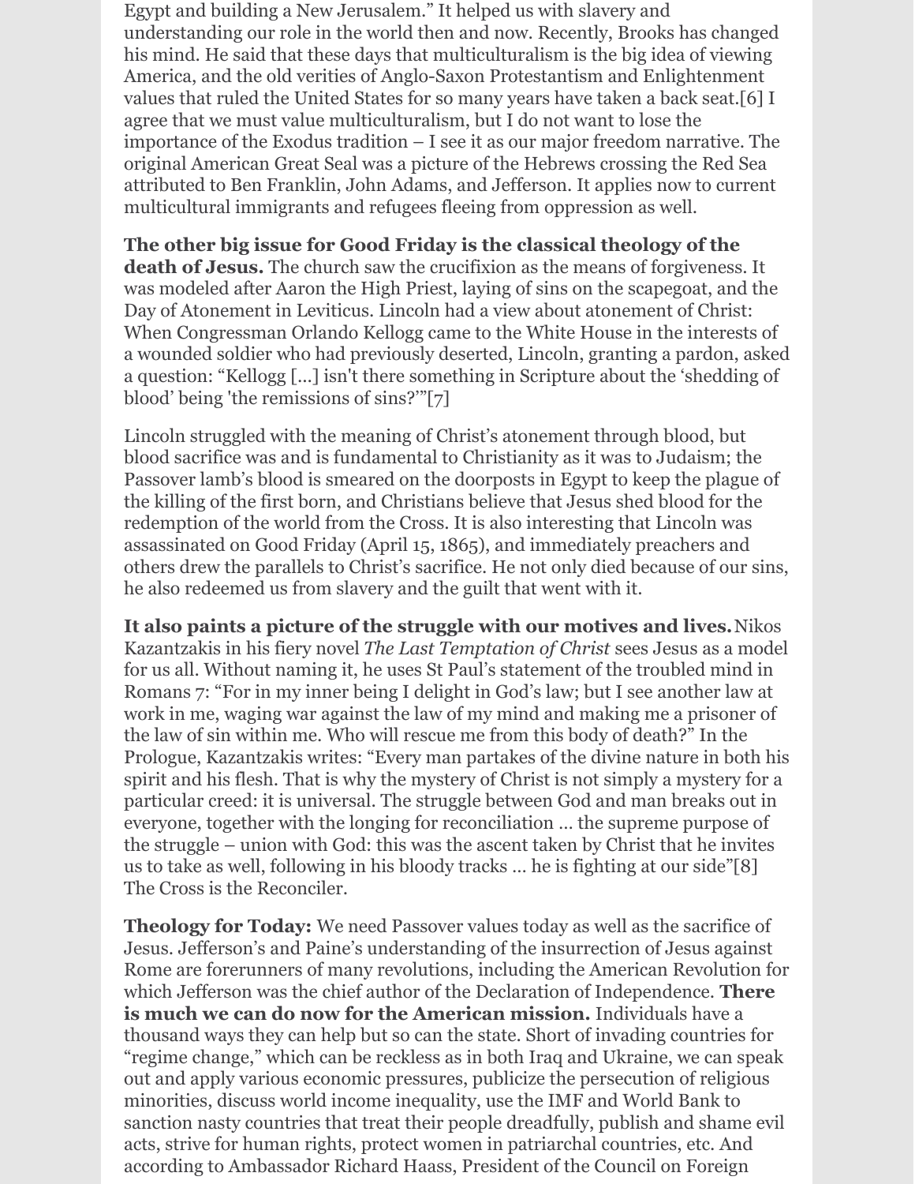Egypt and building a New Jerusalem." It helped us with slavery and understanding our role in the world then and now. Recently, Brooks has changed his mind. He said that these days that multiculturalism is the big idea of viewing America, and the old verities of Anglo-Saxon Protestantism and Enlightenment values that ruled the United States for so many years have taken a back seat.[6] I agree that we must value multiculturalism, but I do not want to lose the importance of the Exodus tradition – I see it as our major freedom narrative. The original American Great Seal was a picture of the Hebrews crossing the Red Sea attributed to Ben Franklin, John Adams, and Jefferson. It applies now to current multicultural immigrants and refugees fleeing from oppression as well.

**The other big issue for Good Friday is the classical theology of the death of Jesus.** The church saw the crucifixion as the means of forgiveness. It was modeled after Aaron the High Priest, laying of sins on the scapegoat, and the Day of Atonement in Leviticus. Lincoln had a view about atonement of Christ: When Congressman Orlando Kellogg came to the White House in the interests of a wounded soldier who had previously deserted, Lincoln, granting a pardon, asked a question: "Kellogg [...] isn't there something in Scripture about the 'shedding of blood' being 'the remissions of sins?'"[7]

Lincoln struggled with the meaning of Christ's atonement through blood, but blood sacrifice was and is fundamental to Christianity as it was to Judaism; the Passover lamb's blood is smeared on the doorposts in Egypt to keep the plague of the killing of the first born, and Christians believe that Jesus shed blood for the redemption of the world from the Cross. It is also interesting that Lincoln was assassinated on Good Friday (April 15, 1865), and immediately preachers and others drew the parallels to Christ's sacrifice. He not only died because of our sins, he also redeemed us from slavery and the guilt that went with it.

**It also paints a picture of the struggle with our motives and lives.** Nikos Kazantzakis in his fiery novel *The Last Temptation of Christ* sees Jesus as a model for us all. Without naming it, he uses St Paul's statement of the troubled mind in Romans 7: "For in my inner being I delight in God's law; but I see another law at work in me, waging war against the law of my mind and making me a prisoner of the law of sin within me. Who will rescue me from this body of death?" In the Prologue, Kazantzakis writes: "Every man partakes of the divine nature in both his spirit and his flesh. That is why the mystery of Christ is not simply a mystery for a particular creed: it is universal. The struggle between God and man breaks out in everyone, together with the longing for reconciliation ... the supreme purpose of the struggle – union with God: this was the ascent taken by Christ that he invites us to take as well, following in his bloody tracks ... he is fighting at our side"[8] The Cross is the Reconciler.

**Theology for Today:** We need Passover values today as well as the sacrifice of Jesus. Jefferson's and Paine's understanding of the insurrection of Jesus against Rome are forerunners of many revolutions, including the American Revolution for which Jefferson was the chief author of the Declaration of Independence. **There is much we can do now for the American mission.** Individuals have a thousand ways they can help but so can the state. Short of invading countries for "regime change," which can be reckless as in both Iraq and Ukraine, we can speak out and apply various economic pressures, publicize the persecution of religious minorities, discuss world income inequality, use the IMF and World Bank to sanction nasty countries that treat their people dreadfully, publish and shame evil acts, strive for human rights, protect women in patriarchal countries, etc. And according to Ambassador Richard Haass, President of the Council on Foreign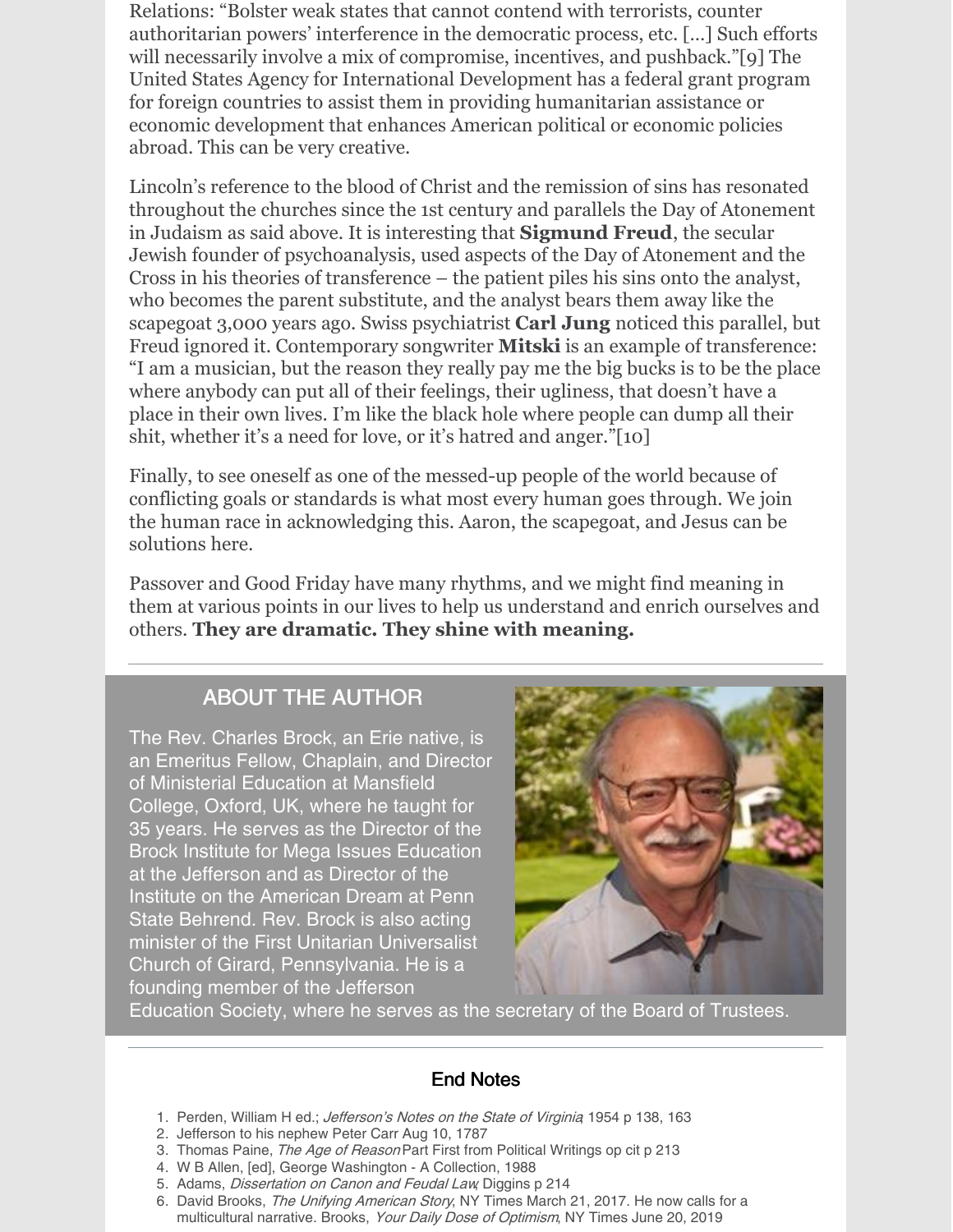Relations: "Bolster weak states that cannot contend with terrorists, counter authoritarian powers' interference in the democratic process, etc. [...] Such efforts will necessarily involve a mix of compromise, incentives, and pushback."[9] The United States Agency for International Development has a federal grant program for foreign countries to assist them in providing humanitarian assistance or economic development that enhances American political or economic policies abroad. This can be very creative.

Lincoln's reference to the blood of Christ and the remission of sins has resonated throughout the churches since the 1st century and parallels the Day of Atonement in Judaism as said above. It is interesting that **Sigmund Freud**, the secular Jewish founder of psychoanalysis, used aspects of the Day of Atonement and the Cross in his theories of transference – the patient piles his sins onto the analyst, who becomes the parent substitute, and the analyst bears them away like the scapegoat 3,000 years ago. Swiss psychiatrist **Carl Jung** noticed this parallel, but Freud ignored it. Contemporary songwriter **Mitski** is an example of transference: "I am a musician, but the reason they really pay me the big bucks is to be the place where anybody can put all of their feelings, their ugliness, that doesn't have a place in their own lives. I'm like the black hole where people can dump all their shit, whether it's a need for love, or it's hatred and anger."[10]

Finally, to see oneself as one of the messed-up people of the world because of conflicting goals or standards is what most every human goes through. We join the human race in acknowledging this. Aaron, the scapegoat, and Jesus can be solutions here.

Passover and Good Friday have many rhythms, and we might find meaning in them at various points in our lives to help us understand and enrich ourselves and others. **They are dramatic. They shine with meaning.**

---

## ABOUT THE AUTHOR

The Rev. Charles Brock, an Erie native, is an Emeritus Fellow, Chaplain, and Director of Ministerial Education at Mansfield College, Oxford, UK, where he taught for 35 years. He serves as the Director of the Brock Institute for Mega Issues Education at the Jefferson and as Director of the Institute on the American Dream at Penn State Behrend. Rev. Brock is also acting minister of the First Unitarian Universalist Church of Girard, Pennsylvania. He is a founding member of the Jefferson Education Society, where he serves as the secretary of the Board of Trustees.

---

### End Notes

1. Perden, William H ed.; *Jefferson's Notes on the State of Virginia*, 1954 p 138, 163
2. Jefferson to his nephew Peter Carr Aug 10, 1787
3. Thomas Paine, *The Age of Reason* Part First from Political Writings op cit p 213
4. W B Allen, [ed], George Washington - A Collection, 1988
5. Adams, *Dissertation on Canon and Feudal Law*, Diggins p 214
6. David Brooks, *The Unifying American Story*, NY Times March 21, 2017. He now calls for a multicultural narrative. Brooks, *Your Daily Dose of Optimism*, NY Times June 20, 2019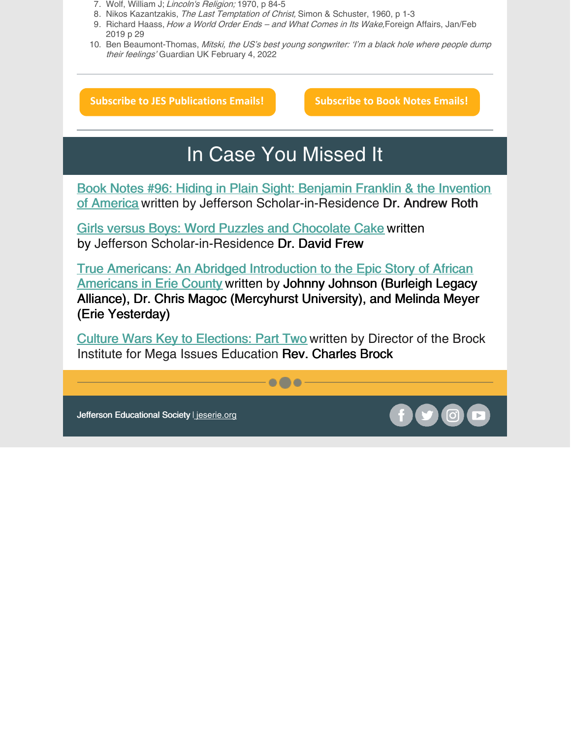7. Wolf, William J; *Lincoln's Religion;* 1970, p 84-5
8. Nikos Kazantzakis, *The Last Temptation of Christ,* Simon & Schuster, 1960, p 1-3
9. Richard Haass, *How a World Order Ends – and What Comes in Its Wake,*Foreign Affairs, Jan/Feb 2019 p 29
10. Ben Beaumont-Thomas, *Mitski, the US's best young songwriter: 'I'm a black hole where people dump their feelings'* Guardian UK February 4, 2022

---

Subscribe to JES Publications Emails!

Subscribe to Book Notes Emails!

---

# In Case You Missed It

Book Notes #96: Hiding in Plain Sight: Benjamin Franklin & the Invention of America written by Jefferson Scholar-in-Residence **Dr. Andrew Roth**

Girls versus Boys: Word Puzzles and Chocolate Cake written by Jefferson Scholar-in-Residence **Dr. David Frew**

True Americans: An Abridged Introduction to the Epic Story of African Americans in Erie County written by **Johnny Johnson (Burleigh Legacy Alliance), Dr. Chris Magoc (Mercyhurst University), and Melinda Meyer (Erie Yesterday)**

Culture Wars Key to Elections: Part Two written by Director of the Brock Institute for Mega Issues Education **Rev. Charles Brock**

Jefferson Educational Society | jeserie.org